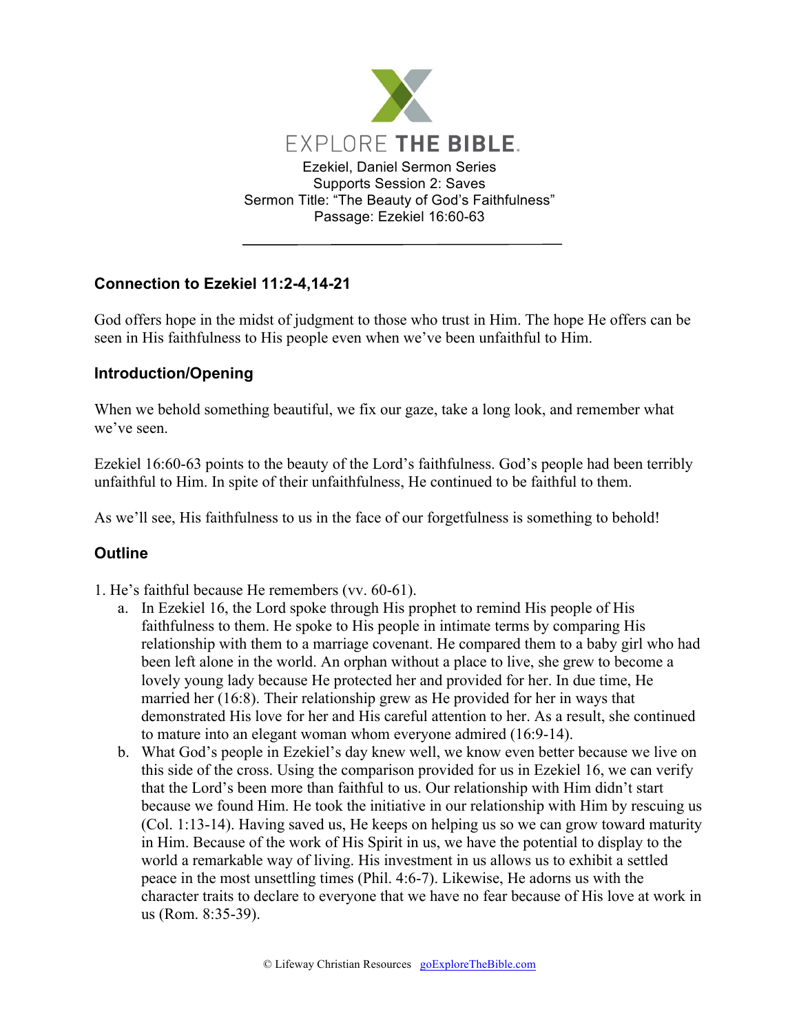EXPLORE THE BIBLE.

Ezekiel, Daniel Sermon Series
Supports Session 2: Saves
Sermon Title: "The Beauty of God's Faithfulness"
Passage: Ezekiel 16:60-63

---

### Connection to Ezekiel 11:2-4,14-21

God offers hope in the midst of judgment to those who trust in Him. The hope He offers can be seen in His faithfulness to His people even when we've been unfaithful to Him.

### Introduction/Opening

When we behold something beautiful, we fix our gaze, take a long look, and remember what we've seen.

Ezekiel 16:60-63 points to the beauty of the Lord's faithfulness. God's people had been terribly unfaithful to Him. In spite of their unfaithfulness, He continued to be faithful to them.

As we'll see, His faithfulness to us in the face of our forgetfulness is something to behold!

### Outline

1. He's faithful because He remembers (vv. 60-61).
   a. In Ezekiel 16, the Lord spoke through His prophet to remind His people of His faithfulness to them. He spoke to His people in intimate terms by comparing His relationship with them to a marriage covenant. He compared them to a baby girl who had been left alone in the world. An orphan without a place to live, she grew to become a lovely young lady because He protected her and provided for her. In due time, He married her (16:8). Their relationship grew as He provided for her in ways that demonstrated His love for her and His careful attention to her. As a result, she continued to mature into an elegant woman whom everyone admired (16:9-14).
   b. What God's people in Ezekiel's day knew well, we know even better because we live on this side of the cross. Using the comparison provided for us in Ezekiel 16, we can verify that the Lord's been more than faithful to us. Our relationship with Him didn't start because we found Him. He took the initiative in our relationship with Him by rescuing us (Col. 1:13-14). Having saved us, He keeps on helping us so we can grow toward maturity in Him. Because of the work of His Spirit in us, we have the potential to display to the world a remarkable way of living. His investment in us allows us to exhibit a settled peace in the most unsettling times (Phil. 4:6-7). Likewise, He adorns us with the character traits to declare to everyone that we have no fear because of His love at work in us (Rom. 8:35-39).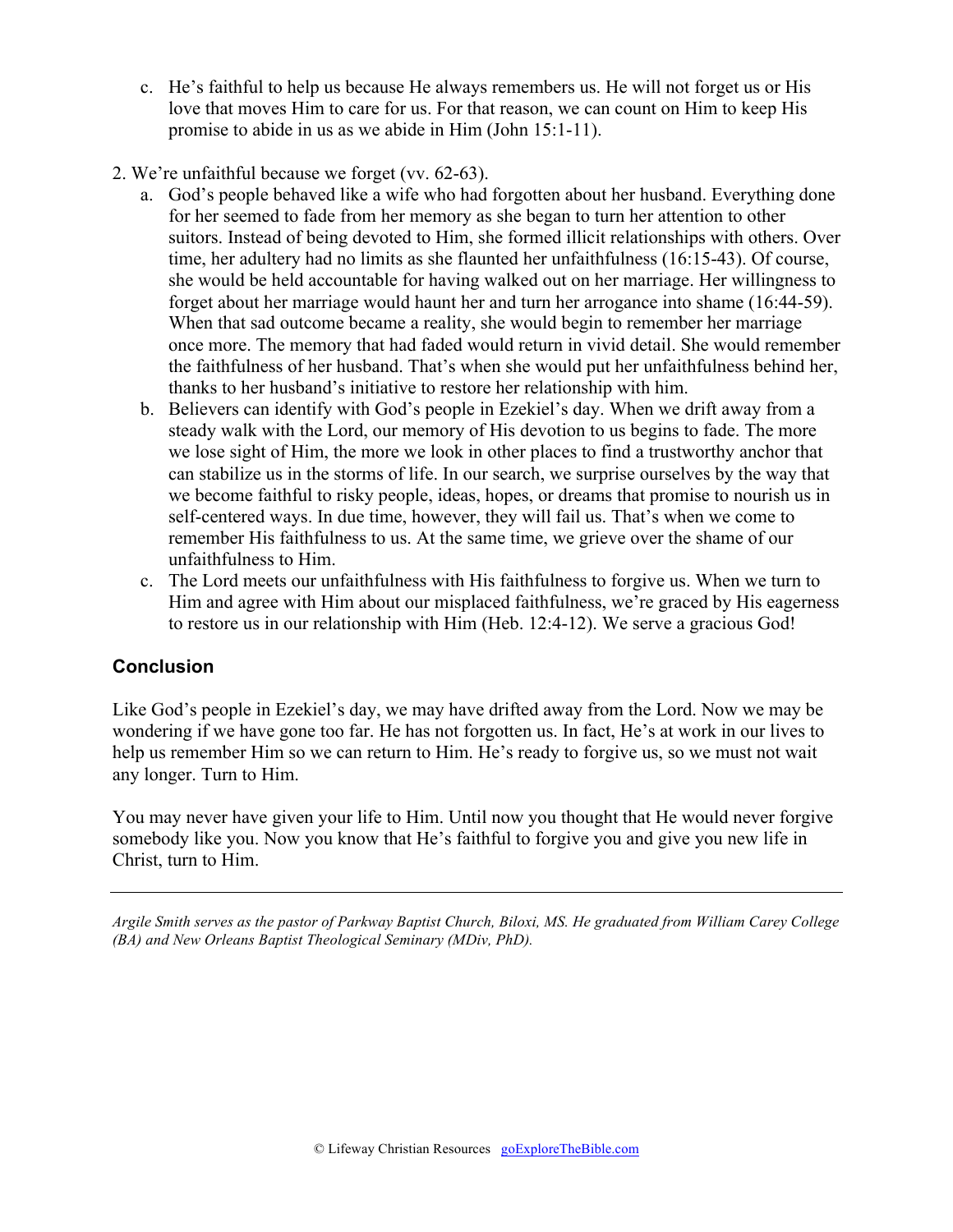c. He's faithful to help us because He always remembers us. He will not forget us or His love that moves Him to care for us. For that reason, we can count on Him to keep His promise to abide in us as we abide in Him (John 15:1-11).

2. We're unfaithful because we forget (vv. 62-63).

   a. God's people behaved like a wife who had forgotten about her husband. Everything done for her seemed to fade from her memory as she began to turn her attention to other suitors. Instead of being devoted to Him, she formed illicit relationships with others. Over time, her adultery had no limits as she flaunted her unfaithfulness (16:15-43). Of course, she would be held accountable for having walked out on her marriage. Her willingness to forget about her marriage would haunt her and turn her arrogance into shame (16:44-59). When that sad outcome became a reality, she would begin to remember her marriage once more. The memory that had faded would return in vivid detail. She would remember the faithfulness of her husband. That's when she would put her unfaithfulness behind her, thanks to her husband's initiative to restore her relationship with him.

   b. Believers can identify with God's people in Ezekiel's day. When we drift away from a steady walk with the Lord, our memory of His devotion to us begins to fade. The more we lose sight of Him, the more we look in other places to find a trustworthy anchor that can stabilize us in the storms of life. In our search, we surprise ourselves by the way that we become faithful to risky people, ideas, hopes, or dreams that promise to nourish us in self-centered ways. In due time, however, they will fail us. That's when we come to remember His faithfulness to us. At the same time, we grieve over the shame of our unfaithfulness to Him.

   c. The Lord meets our unfaithfulness with His faithfulness to forgive us. When we turn to Him and agree with Him about our misplaced faithfulness, we're graced by His eagerness to restore us in our relationship with Him (Heb. 12:4-12). We serve a gracious God!

### Conclusion

Like God's people in Ezekiel's day, we may have drifted away from the Lord. Now we may be wondering if we have gone too far. He has not forgotten us. In fact, He's at work in our lives to help us remember Him so we can return to Him. He's ready to forgive us, so we must not wait any longer. Turn to Him.

You may never have given your life to Him. Until now you thought that He would never forgive somebody like you. Now you know that He's faithful to forgive you and give you new life in Christ, turn to Him.

---

*Argile Smith serves as the pastor of Parkway Baptist Church, Biloxi, MS. He graduated from William Carey College (BA) and New Orleans Baptist Theological Seminary (MDiv, PhD).*

© Lifeway Christian Resources goExploreTheBible.com